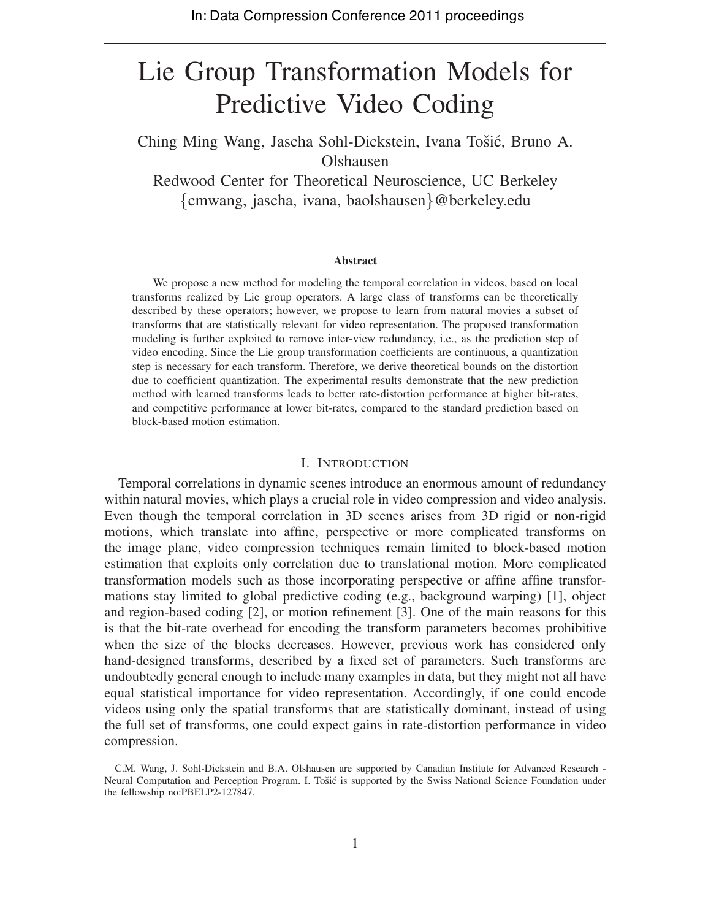In: Data Compression Conference 2011 proceedings

# Lie Group Transformation Models for Predictive Video Coding

Ching Ming Wang, Jascha Sohl-Dickstein, Ivana Tošić, Bruno A. Olshausen

Redwood Center for Theoretical Neuroscience, UC Berkeley

{cmwang, jascha, ivana, baolshausen}@berkeley.edu

### Abstract

We propose a new method for modeling the temporal correlation in videos, based on local transforms realized by Lie group operators. A large class of transforms can be theoretically described by these operators; however, we propose to learn from natural movies a subset of transforms that are statistically relevant for video representation. The proposed transformation modeling is further exploited to remove inter-view redundancy, i.e., as the prediction step of video encoding. Since the Lie group transformation coefficients are continuous, a quantization step is necessary for each transform. Therefore, we derive theoretical bounds on the distortion due to coefficient quantization. The experimental results demonstrate that the new prediction method with learned transforms leads to better rate-distortion performance at higher bit-rates, and competitive performance at lower bit-rates, compared to the standard prediction based on block-based motion estimation.

## I. Introduction

Temporal correlations in dynamic scenes introduce an enormous amount of redundancy within natural movies, which plays a crucial role in video compression and video analysis. Even though the temporal correlation in 3D scenes arises from 3D rigid or non-rigid motions, which translate into affine, perspective or more complicated transforms on the image plane, video compression techniques remain limited to block-based motion estimation that exploits only correlation due to translational motion. More complicated transformation models such as those incorporating perspective or affine affine transformations stay limited to global predictive coding (e.g., background warping) [1], object and region-based coding [2], or motion refinement [3]. One of the main reasons for this is that the bit-rate overhead for encoding the transform parameters becomes prohibitive when the size of the blocks decreases. However, previous work has considered only hand-designed transforms, described by a fixed set of parameters. Such transforms are undoubtedly general enough to include many examples in data, but they might not all have equal statistical importance for video representation. Accordingly, if one could encode videos using only the spatial transforms that are statistically dominant, instead of using the full set of transforms, one could expect gains in rate-distortion performance in video compression.

C.M. Wang, J. Sohl-Dickstein and B.A. Olshausen are supported by Canadian Institute for Advanced Research - Neural Computation and Perception Program. I. Tošić is supported by the Swiss National Science Foundation under the fellowship no:PBELP2-127847.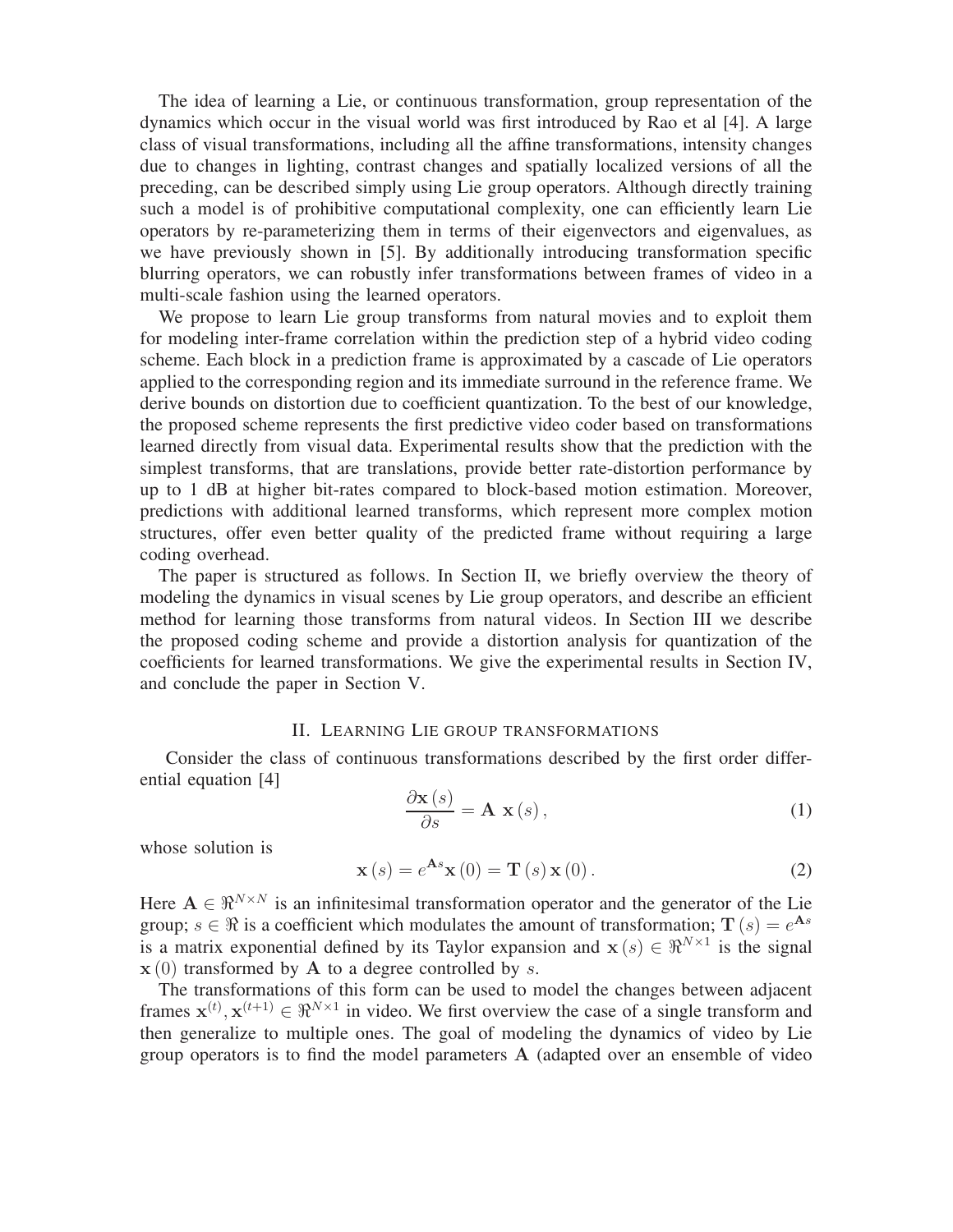The idea of learning a Lie, or continuous transformation, group representation of the dynamics which occur in the visual world was first introduced by Rao et al [4]. A large class of visual transformations, including all the affine transformations, intensity changes due to changes in lighting, contrast changes and spatially localized versions of all the preceding, can be described simply using Lie group operators. Although directly training such a model is of prohibitive computational complexity, one can efficiently learn Lie operators by re-parameterizing them in terms of their eigenvectors and eigenvalues, as we have previously shown in [5]. By additionally introducing transformation specific blurring operators, we can robustly infer transformations between frames of video in a multi-scale fashion using the learned operators.

We propose to learn Lie group transforms from natural movies and to exploit them for modeling inter-frame correlation within the prediction step of a hybrid video coding scheme. Each block in a prediction frame is approximated by a cascade of Lie operators applied to the corresponding region and its immediate surround in the reference frame. We derive bounds on distortion due to coefficient quantization. To the best of our knowledge, the proposed scheme represents the first predictive video coder based on transformations learned directly from visual data. Experimental results show that the prediction with the simplest transforms, that are translations, provide better rate-distortion performance by up to 1 dB at higher bit-rates compared to block-based motion estimation. Moreover, predictions with additional learned transforms, which represent more complex motion structures, offer even better quality of the predicted frame without requiring a large coding overhead.

The paper is structured as follows. In Section II, we briefly overview the theory of modeling the dynamics in visual scenes by Lie group operators, and describe an efficient method for learning those transforms from natural videos. In Section III we describe the proposed coding scheme and provide a distortion analysis for quantization of the coefficients for learned transformations. We give the experimental results in Section IV, and conclude the paper in Section V.

## II. Learning Lie group transformations

Consider the class of continuous transformations described by the first order differential equation [4]

$$\frac{\partial \mathbf{x}(s)}{\partial s} = \mathbf{A}\ \mathbf{x}(s), \tag{1}$$

whose solution is

$$\mathbf{x}(s) = e^{\mathbf{A}s}\mathbf{x}(0) = \mathbf{T}(s)\,\mathbf{x}(0). \tag{2}$$

Here $\mathbf{A} \in \Re^{N\times N}$ is an infinitesimal transformation operator and the generator of the Lie group; $s \in \Re$ is a coefficient which modulates the amount of transformation; $\mathbf{T}(s) = e^{\mathbf{A}s}$ is a matrix exponential defined by its Taylor expansion and $\mathbf{x}(s) \in \Re^{N\times 1}$ is the signal $\mathbf{x}(0)$ transformed by $\mathbf{A}$ to a degree controlled by $s$.

The transformations of this form can be used to model the changes between adjacent frames $\mathbf{x}^{(t)}, \mathbf{x}^{(t+1)} \in \Re^{N\times 1}$ in video. We first overview the case of a single transform and then generalize to multiple ones. The goal of modeling the dynamics of video by Lie group operators is to find the model parameters $\mathbf{A}$ (adapted over an ensemble of video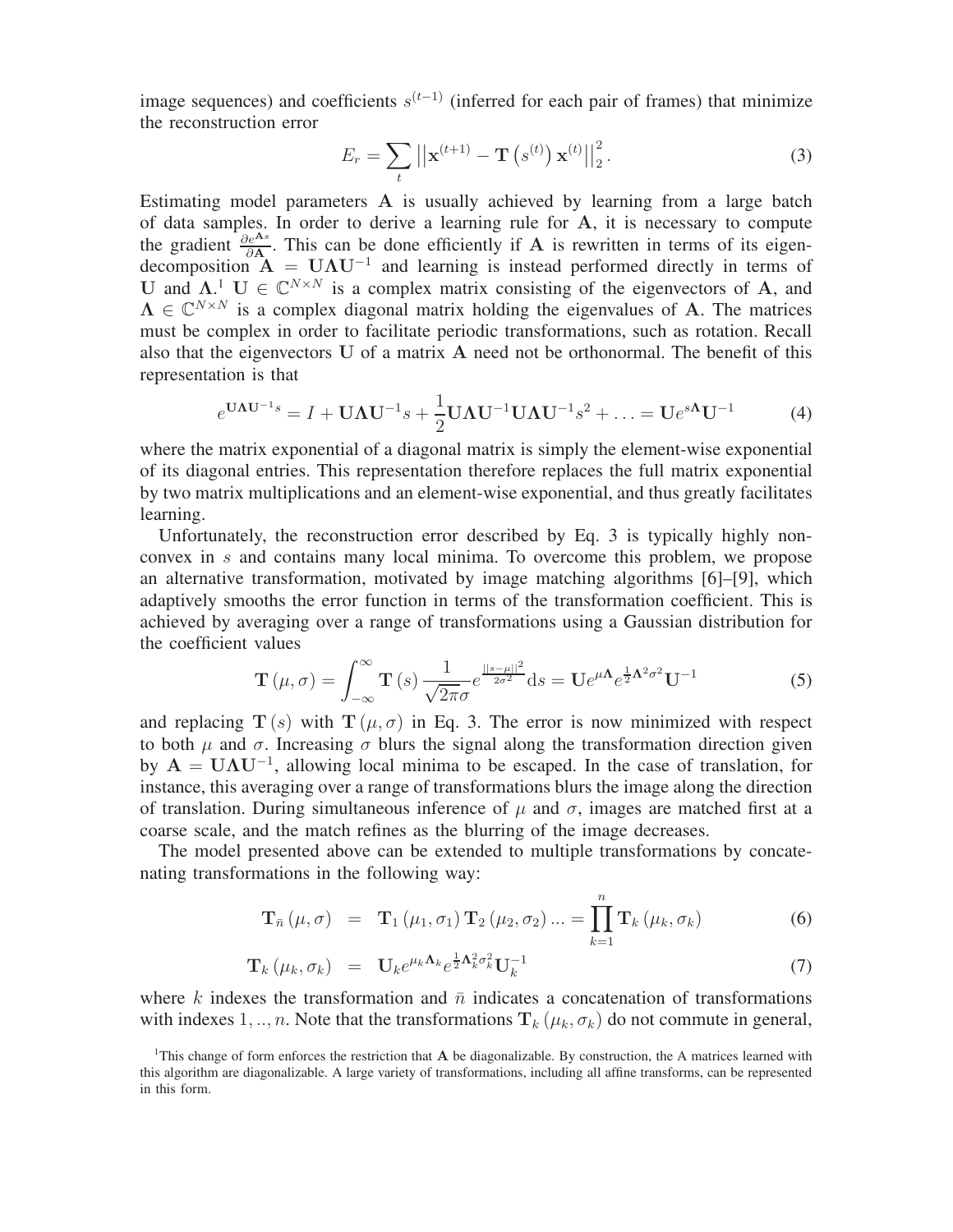image sequences) and coefficients $s^{(t-1)}$ (inferred for each pair of frames) that minimize the reconstruction error

$$E_r = \sum_t \left|\left|\mathbf{x}^{(t+1)} - \mathbf{T}\left(s^{(t)}\right)\mathbf{x}^{(t)}\right|\right|_2^2. \tag{3}$$

Estimating model parameters $\mathbf{A}$ is usually achieved by learning from a large batch of data samples. In order to derive a learning rule for $\mathbf{A}$, it is necessary to compute the gradient $\frac{\partial e^{\mathbf{A}s}}{\partial \mathbf{A}}$. This can be done efficiently if $\mathbf{A}$ is rewritten in terms of its eigen-decomposition $\mathbf{A} = \mathbf{U}\mathbf{\Lambda}\mathbf{U}^{-1}$ and learning is instead performed directly in terms of $\mathbf{U}$ and $\mathbf{\Lambda}$.[1] $\mathbf{U} \in \mathbb{C}^{N\times N}$ is a complex matrix consisting of the eigenvectors of $\mathbf{A}$, and $\mathbf{\Lambda} \in \mathbb{C}^{N\times N}$ is a complex diagonal matrix holding the eigenvalues of $\mathbf{A}$. The matrices must be complex in order to facilitate periodic transformations, such as rotation. Recall also that the eigenvectors $\mathbf{U}$ of a matrix $\mathbf{A}$ need not be orthonormal. The benefit of this representation is that

$$e^{\mathbf{U}\mathbf{\Lambda}\mathbf{U}^{-1}s} = I + \mathbf{U}\mathbf{\Lambda}\mathbf{U}^{-1}s + \frac{1}{2}\mathbf{U}\mathbf{\Lambda}\mathbf{U}^{-1}\mathbf{U}\mathbf{\Lambda}\mathbf{U}^{-1}s^2 + \ldots = \mathbf{U}e^{s\mathbf{\Lambda}}\mathbf{U}^{-1} \tag{4}$$

where the matrix exponential of a diagonal matrix is simply the element-wise exponential of its diagonal entries. This representation therefore replaces the full matrix exponential by two matrix multiplications and an element-wise exponential, and thus greatly facilitates learning.

Unfortunately, the reconstruction error described by Eq. 3 is typically highly non-convex in $s$ and contains many local minima. To overcome this problem, we propose an alternative transformation, motivated by image matching algorithms [6]–[9], which adaptively smooths the error function in terms of the transformation coefficient. This is achieved by averaging over a range of transformations using a Gaussian distribution for the coefficient values

$$\mathbf{T}(\mu,\sigma) = \int_{-\infty}^{\infty} \mathbf{T}(s)\frac{1}{\sqrt{2\pi}\sigma}e^{\frac{||s-\mu||^2}{2\sigma^2}}\mathrm{d}s = \mathbf{U}e^{\mu\mathbf{\Lambda}}e^{\frac{1}{2}\mathbf{\Lambda}^2\sigma^2}\mathbf{U}^{-1} \tag{5}$$

and replacing $\mathbf{T}(s)$ with $\mathbf{T}(\mu,\sigma)$ in Eq. 3. The error is now minimized with respect to both $\mu$ and $\sigma$. Increasing $\sigma$ blurs the signal along the transformation direction given by $\mathbf{A} = \mathbf{U}\mathbf{\Lambda}\mathbf{U}^{-1}$, allowing local minima to be escaped. In the case of translation, for instance, this averaging over a range of transformations blurs the image along the direction of translation. During simultaneous inference of $\mu$ and $\sigma$, images are matched first at a coarse scale, and the match refines as the blurring of the image decreases.

The model presented above can be extended to multiple transformations by concatenating transformations in the following way:

$$\mathbf{T}_{\bar{n}}(\mu,\sigma) = \mathbf{T}_1(\mu_1,\sigma_1)\,\mathbf{T}_2(\mu_2,\sigma_2)\ldots = \prod_{k=1}^{n}\mathbf{T}_k(\mu_k,\sigma_k) \tag{6}$$

$$\mathbf{T}_k(\mu_k,\sigma_k) = \mathbf{U}_k e^{\mu_k\mathbf{\Lambda}_k}e^{\frac{1}{2}\mathbf{\Lambda}_k^2\sigma_k^2}\mathbf{U}_k^{-1} \tag{7}$$

where $k$ indexes the transformation and $\bar{n}$ indicates a concatenation of transformations with indexes $1,..,n$. Note that the transformations $\mathbf{T}_k(\mu_k,\sigma_k)$ do not commute in general,

[1] This change of form enforces the restriction that $\mathbf{A}$ be diagonalizable. By construction, the A matrices learned with this algorithm are diagonalizable. A large variety of transformations, including all affine transforms, can be represented in this form.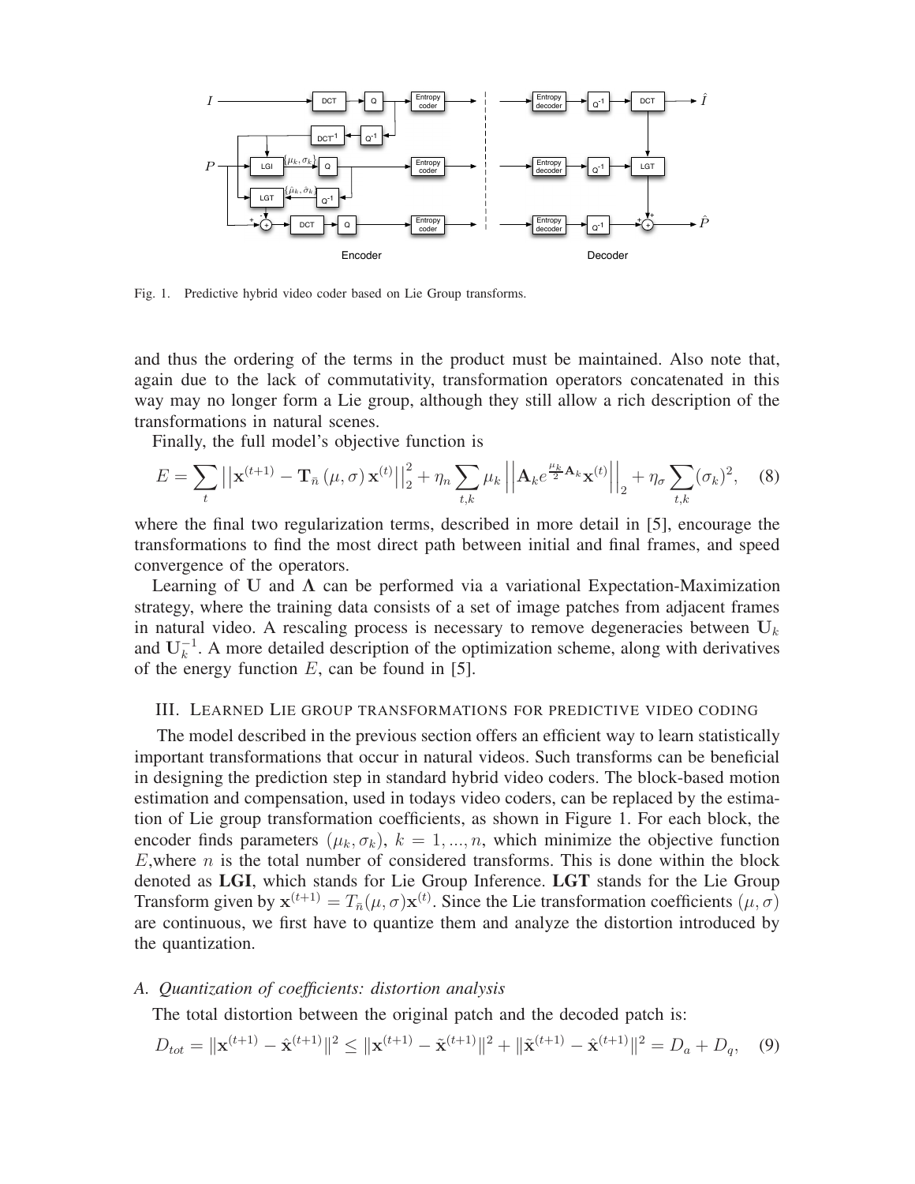Fig. 1. Predictive hybrid video coder based on Lie Group transforms.

and thus the ordering of the terms in the product must be maintained. Also note that, again due to the lack of commutativity, transformation operators concatenated in this way may no longer form a Lie group, although they still allow a rich description of the transformations in natural scenes.

Finally, the full model's objective function is

$$E = \sum_{t} \left|\left|\mathbf{x}^{(t+1)} - \mathbf{T}_{\bar{n}}\left(\mu, \sigma\right)\mathbf{x}^{(t)}\right|\right|_2^2 + \eta_n \sum_{t,k} \mu_k \left|\left|\mathbf{A}_k e^{\frac{\mu_k}{2}\mathbf{A}_k}\mathbf{x}^{(t)}\right|\right|_2 + \eta_\sigma \sum_{t,k} (\sigma_k)^2, \quad (8)$$

where the final two regularization terms, described in more detail in [5], encourage the transformations to find the most direct path between initial and final frames, and speed convergence of the operators.

Learning of $\mathbf{U}$ and $\mathbf{\Lambda}$ can be performed via a variational Expectation-Maximization strategy, where the training data consists of a set of image patches from adjacent frames in natural video. A rescaling process is necessary to remove degeneracies between $\mathbf{U}_k$ and $\mathbf{U}_k^{-1}$. A more detailed description of the optimization scheme, along with derivatives of the energy function $E$, can be found in [5].

## III. Learned Lie group transformations for predictive video coding

The model described in the previous section offers an efficient way to learn statistically important transformations that occur in natural videos. Such transforms can be beneficial in designing the prediction step in standard hybrid video coders. The block-based motion estimation and compensation, used in todays video coders, can be replaced by the estimation of Lie group transformation coefficients, as shown in Figure 1. For each block, the encoder finds parameters $(\mu_k, \sigma_k)$, $k = 1, ..., n$, which minimize the objective function $E$,where $n$ is the total number of considered transforms. This is done within the block denoted as **LGI**, which stands for Lie Group Inference. **LGT** stands for the Lie Group Transform given by $\mathbf{x}^{(t+1)} = T_{\bar{n}}(\mu, \sigma)\mathbf{x}^{(t)}$. Since the Lie transformation coefficients $(\mu, \sigma)$ are continuous, we first have to quantize them and analyze the distortion introduced by the quantization.

### *A. Quantization of coefficients: distortion analysis*

The total distortion between the original patch and the decoded patch is:

$$D_{tot} = \|\mathbf{x}^{(t+1)} - \hat{\mathbf{x}}^{(t+1)}\|^2 \leq \|\mathbf{x}^{(t+1)} - \tilde{\mathbf{x}}^{(t+1)}\|^2 + \|\tilde{\mathbf{x}}^{(t+1)} - \hat{\mathbf{x}}^{(t+1)}\|^2 = D_a + D_q, \quad (9)$$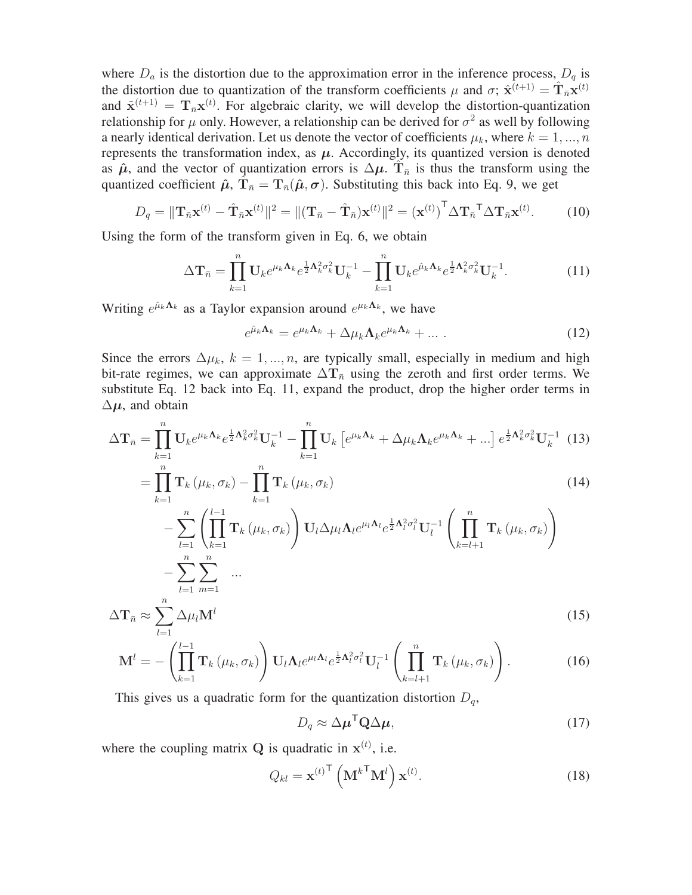where $D_a$ is the distortion due to the approximation error in the inference process, $D_q$ is the distortion due to quantization of the transform coefficients $\mu$ and $\sigma$; $\hat{\mathbf{x}}^{(t+1)} = \hat{\mathbf{T}}_{\bar{n}}\mathbf{x}^{(t)}$ and $\tilde{\mathbf{x}}^{(t+1)} = \mathbf{T}_{\bar{n}}\mathbf{x}^{(t)}$. For algebraic clarity, we will develop the distortion-quantization relationship for $\mu$ only. However, a relationship can be derived for $\sigma^2$ as well by following a nearly identical derivation. Let us denote the vector of coefficients $\mu_k$, where $k = 1, ..., n$ represents the transformation index, as $\boldsymbol{\mu}$. Accordingly, its quantized version is denoted as $\hat{\boldsymbol{\mu}}$, and the vector of quantization errors is $\Delta\boldsymbol{\mu}$. $\hat{\mathbf{T}}_{\bar{n}}$ is thus the transform using the quantized coefficient $\hat{\boldsymbol{\mu}}$, $\hat{\mathbf{T}}_{\bar{n}} = \mathbf{T}_{\bar{n}}(\hat{\boldsymbol{\mu}}, \boldsymbol{\sigma})$. Substituting this back into Eq. 9, we get

$$D_q = \|\mathbf{T}_{\bar{n}}\mathbf{x}^{(t)} - \hat{\mathbf{T}}_{\bar{n}}\mathbf{x}^{(t)}\|^2 = \|(\mathbf{T}_{\bar{n}} - \hat{\mathbf{T}}_{\bar{n}})\mathbf{x}^{(t)}\|^2 = \left(\mathbf{x}^{(t)}\right)^{\mathsf{T}} \Delta\mathbf{T}_{\bar{n}}{}^{\mathsf{T}} \Delta\mathbf{T}_{\bar{n}}\mathbf{x}^{(t)}. \tag{10}$$

Using the form of the transform given in Eq. 6, we obtain

$$\Delta\mathbf{T}_{\bar{n}} = \prod_{k=1}^{n} \mathbf{U}_k e^{\mu_k \boldsymbol{\Lambda}_k} e^{\frac{1}{2}\boldsymbol{\Lambda}_k^2\sigma_k^2} \mathbf{U}_k^{-1} - \prod_{k=1}^{n} \mathbf{U}_k e^{\hat{\mu}_k \boldsymbol{\Lambda}_k} e^{\frac{1}{2}\boldsymbol{\Lambda}_k^2\sigma_k^2} \mathbf{U}_k^{-1}. \tag{11}$$

Writing $e^{\hat{\mu}_k \boldsymbol{\Lambda}_k}$ as a Taylor expansion around $e^{\mu_k \boldsymbol{\Lambda}_k}$, we have

$$e^{\hat{\mu}_k \boldsymbol{\Lambda}_k} = e^{\mu_k \boldsymbol{\Lambda}_k} + \Delta\mu_k \boldsymbol{\Lambda}_k e^{\mu_k \boldsymbol{\Lambda}_k} + ... \; . \tag{12}$$

Since the errors $\Delta\mu_k$, $k = 1, ..., n$, are typically small, especially in medium and high bit-rate regimes, we can approximate $\Delta\mathbf{T}_{\bar{n}}$ using the zeroth and first order terms. We substitute Eq. 12 back into Eq. 11, expand the product, drop the higher order terms in $\Delta\boldsymbol{\mu}$, and obtain

$$\Delta\mathbf{T}_{\bar{n}} = \prod_{k=1}^{n} \mathbf{U}_k e^{\mu_k \boldsymbol{\Lambda}_k} e^{\frac{1}{2}\boldsymbol{\Lambda}_k^2\sigma_k^2} \mathbf{U}_k^{-1} - \prod_{k=1}^{n} \mathbf{U}_k \left[e^{\mu_k \boldsymbol{\Lambda}_k} + \Delta\mu_k \boldsymbol{\Lambda}_k e^{\mu_k \boldsymbol{\Lambda}_k} + ...\right] e^{\frac{1}{2}\boldsymbol{\Lambda}_k^2\sigma_k^2} \mathbf{U}_k^{-1} \tag{13}$$

$$= \prod_{k=1}^{n} \mathbf{T}_k(\mu_k, \sigma_k) - \prod_{k=1}^{n} \mathbf{T}_k(\mu_k, \sigma_k) \tag{14}$$

$$- \sum_{l=1}^{n} \left(\prod_{k=1}^{l-1} \mathbf{T}_k(\mu_k, \sigma_k)\right) \mathbf{U}_l \Delta\mu_l \boldsymbol{\Lambda}_l e^{\mu_l \boldsymbol{\Lambda}_l} e^{\frac{1}{2}\boldsymbol{\Lambda}_l^2\sigma_l^2} \mathbf{U}_l^{-1} \left(\prod_{k=l+1}^{n} \mathbf{T}_k(\mu_k, \sigma_k)\right)$$

$$- \sum_{l=1}^{n}\sum_{m=1}^{n} \quad ...$$

$$\Delta\mathbf{T}_{\bar{n}} \approx \sum_{l=1}^{n} \Delta\mu_l \mathbf{M}^l \tag{15}$$

$$\mathbf{M}^l = -\left(\prod_{k=1}^{l-1} \mathbf{T}_k(\mu_k, \sigma_k)\right) \mathbf{U}_l \boldsymbol{\Lambda}_l e^{\mu_l \boldsymbol{\Lambda}_l} e^{\frac{1}{2}\boldsymbol{\Lambda}_l^2\sigma_l^2} \mathbf{U}_l^{-1} \left(\prod_{k=l+1}^{n} \mathbf{T}_k(\mu_k, \sigma_k)\right). \tag{16}$$

This gives us a quadratic form for the quantization distortion $D_q$,

$$D_q \approx \Delta\boldsymbol{\mu}^{\mathsf{T}} \mathbf{Q} \Delta\boldsymbol{\mu}, \tag{17}$$

where the coupling matrix $\mathbf{Q}$ is quadratic in $\mathbf{x}^{(t)}$, i.e.

$$Q_{kl} = \mathbf{x}^{(t)\mathsf{T}} \left(\mathbf{M}^{k\mathsf{T}} \mathbf{M}^l\right) \mathbf{x}^{(t)}. \tag{18}$$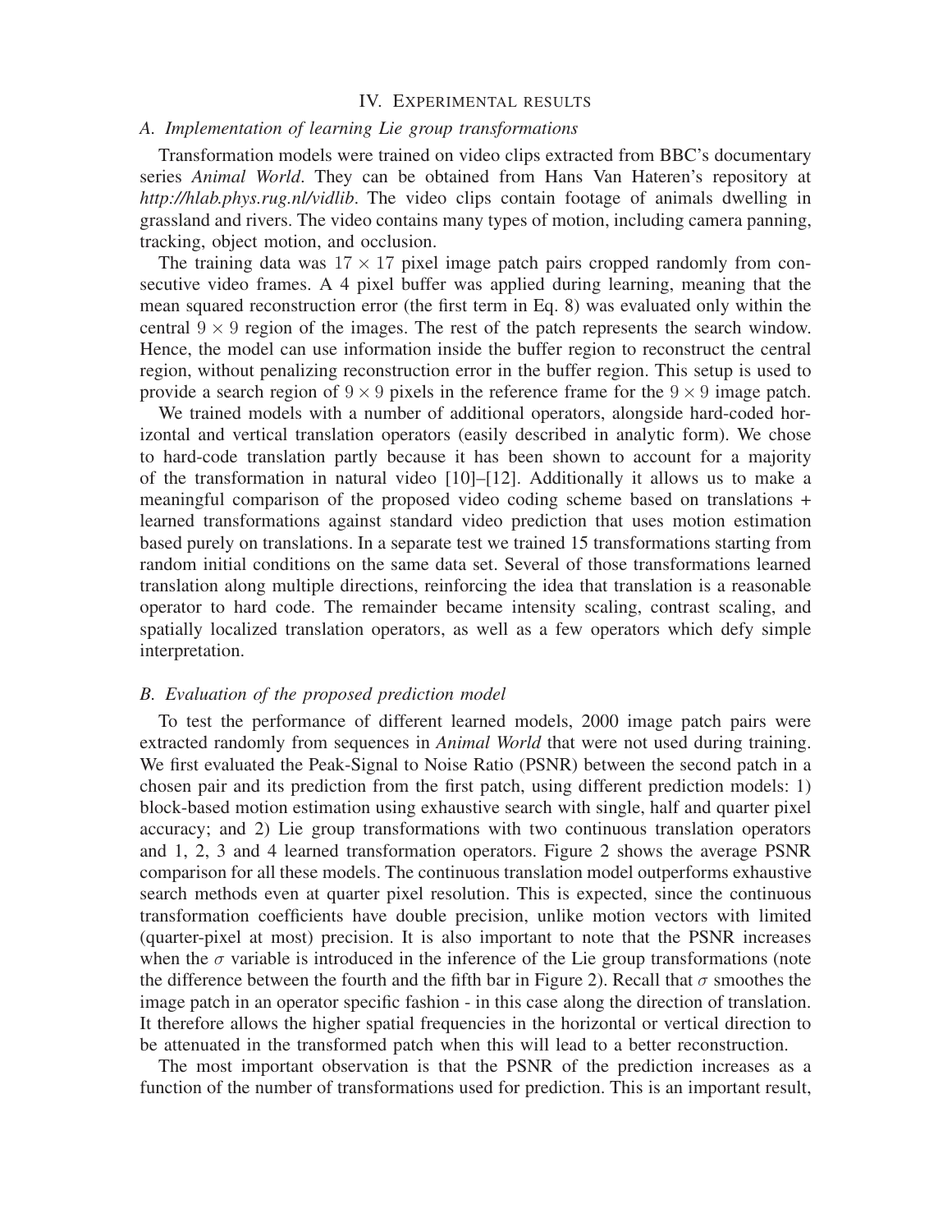## IV. Experimental results

### A. Implementation of learning Lie group transformations

Transformation models were trained on video clips extracted from BBC's documentary series *Animal World*. They can be obtained from Hans Van Hateren's repository at *http://hlab.phys.rug.nl/vidlib*. The video clips contain footage of animals dwelling in grassland and rivers. The video contains many types of motion, including camera panning, tracking, object motion, and occlusion.

The training data was $17 \times 17$ pixel image patch pairs cropped randomly from consecutive video frames. A 4 pixel buffer was applied during learning, meaning that the mean squared reconstruction error (the first term in Eq. 8) was evaluated only within the central $9 \times 9$ region of the images. The rest of the patch represents the search window. Hence, the model can use information inside the buffer region to reconstruct the central region, without penalizing reconstruction error in the buffer region. This setup is used to provide a search region of $9 \times 9$ pixels in the reference frame for the $9 \times 9$ image patch.

We trained models with a number of additional operators, alongside hard-coded horizontal and vertical translation operators (easily described in analytic form). We chose to hard-code translation partly because it has been shown to account for a majority of the transformation in natural video [10]–[12]. Additionally it allows us to make a meaningful comparison of the proposed video coding scheme based on translations + learned transformations against standard video prediction that uses motion estimation based purely on translations. In a separate test we trained 15 transformations starting from random initial conditions on the same data set. Several of those transformations learned translation along multiple directions, reinforcing the idea that translation is a reasonable operator to hard code. The remainder became intensity scaling, contrast scaling, and spatially localized translation operators, as well as a few operators which defy simple interpretation.

### B. Evaluation of the proposed prediction model

To test the performance of different learned models, 2000 image patch pairs were extracted randomly from sequences in *Animal World* that were not used during training. We first evaluated the Peak-Signal to Noise Ratio (PSNR) between the second patch in a chosen pair and its prediction from the first patch, using different prediction models: 1) block-based motion estimation using exhaustive search with single, half and quarter pixel accuracy; and 2) Lie group transformations with two continuous translation operators and 1, 2, 3 and 4 learned transformation operators. Figure 2 shows the average PSNR comparison for all these models. The continuous translation model outperforms exhaustive search methods even at quarter pixel resolution. This is expected, since the continuous transformation coefficients have double precision, unlike motion vectors with limited (quarter-pixel at most) precision. It is also important to note that the PSNR increases when the $\sigma$ variable is introduced in the inference of the Lie group transformations (note the difference between the fourth and the fifth bar in Figure 2). Recall that $\sigma$ smoothes the image patch in an operator specific fashion - in this case along the direction of translation. It therefore allows the higher spatial frequencies in the horizontal or vertical direction to be attenuated in the transformed patch when this will lead to a better reconstruction.

The most important observation is that the PSNR of the prediction increases as a function of the number of transformations used for prediction. This is an important result,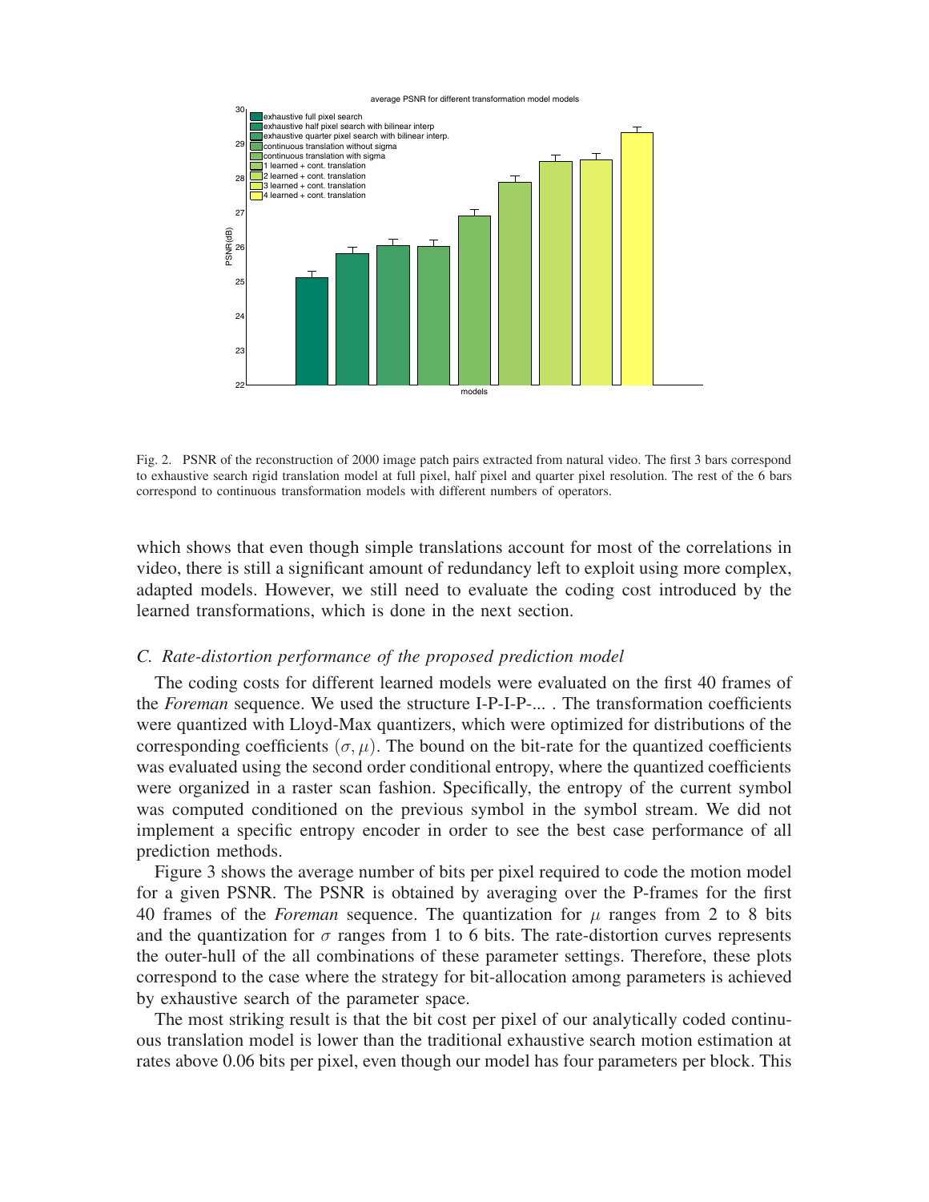Fig. 2. PSNR of the reconstruction of 2000 image patch pairs extracted from natural video. The first 3 bars correspond to exhaustive search rigid translation model at full pixel, half pixel and quarter pixel resolution. The rest of the 6 bars correspond to continuous transformation models with different numbers of operators.

which shows that even though simple translations account for most of the correlations in video, there is still a significant amount of redundancy left to exploit using more complex, adapted models. However, we still need to evaluate the coding cost introduced by the learned transformations, which is done in the next section.

### *C. Rate-distortion performance of the proposed prediction model*

The coding costs for different learned models were evaluated on the first 40 frames of the *Foreman* sequence. We used the structure I-P-I-P-... . The transformation coefficients were quantized with Lloyd-Max quantizers, which were optimized for distributions of the corresponding coefficients $(\sigma, \mu)$. The bound on the bit-rate for the quantized coefficients was evaluated using the second order conditional entropy, where the quantized coefficients were organized in a raster scan fashion. Specifically, the entropy of the current symbol was computed conditioned on the previous symbol in the symbol stream. We did not implement a specific entropy encoder in order to see the best case performance of all prediction methods.

Figure 3 shows the average number of bits per pixel required to code the motion model for a given PSNR. The PSNR is obtained by averaging over the P-frames for the first 40 frames of the *Foreman* sequence. The quantization for $\mu$ ranges from 2 to 8 bits and the quantization for $\sigma$ ranges from 1 to 6 bits. The rate-distortion curves represents the outer-hull of the all combinations of these parameter settings. Therefore, these plots correspond to the case where the strategy for bit-allocation among parameters is achieved by exhaustive search of the parameter space.

The most striking result is that the bit cost per pixel of our analytically coded continuous translation model is lower than the traditional exhaustive search motion estimation at rates above 0.06 bits per pixel, even though our model has four parameters per block. This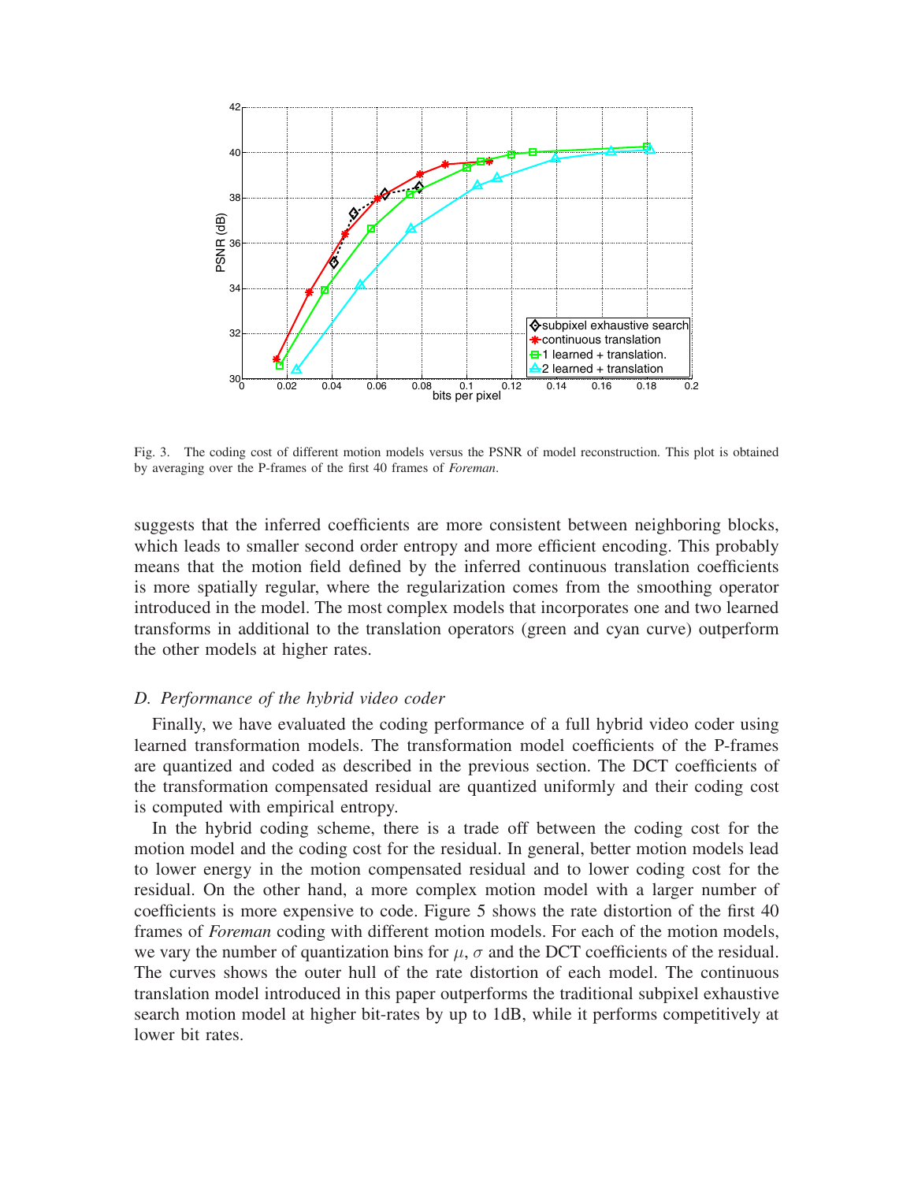Fig. 3. The coding cost of different motion models versus the PSNR of model reconstruction. This plot is obtained by averaging over the P-frames of the first 40 frames of *Foreman*.

suggests that the inferred coefficients are more consistent between neighboring blocks, which leads to smaller second order entropy and more efficient encoding. This probably means that the motion field defined by the inferred continuous translation coefficients is more spatially regular, where the regularization comes from the smoothing operator introduced in the model. The most complex models that incorporates one and two learned transforms in additional to the translation operators (green and cyan curve) outperform the other models at higher rates.

### *D. Performance of the hybrid video coder*

Finally, we have evaluated the coding performance of a full hybrid video coder using learned transformation models. The transformation model coefficients of the P-frames are quantized and coded as described in the previous section. The DCT coefficients of the transformation compensated residual are quantized uniformly and their coding cost is computed with empirical entropy.

In the hybrid coding scheme, there is a trade off between the coding cost for the motion model and the coding cost for the residual. In general, better motion models lead to lower energy in the motion compensated residual and to lower coding cost for the residual. On the other hand, a more complex motion model with a larger number of coefficients is more expensive to code. Figure 5 shows the rate distortion of the first 40 frames of *Foreman* coding with different motion models. For each of the motion models, we vary the number of quantization bins for $\mu$, $\sigma$ and the DCT coefficients of the residual. The curves shows the outer hull of the rate distortion of each model. The continuous translation model introduced in this paper outperforms the traditional subpixel exhaustive search motion model at higher bit-rates by up to 1dB, while it performs competitively at lower bit rates.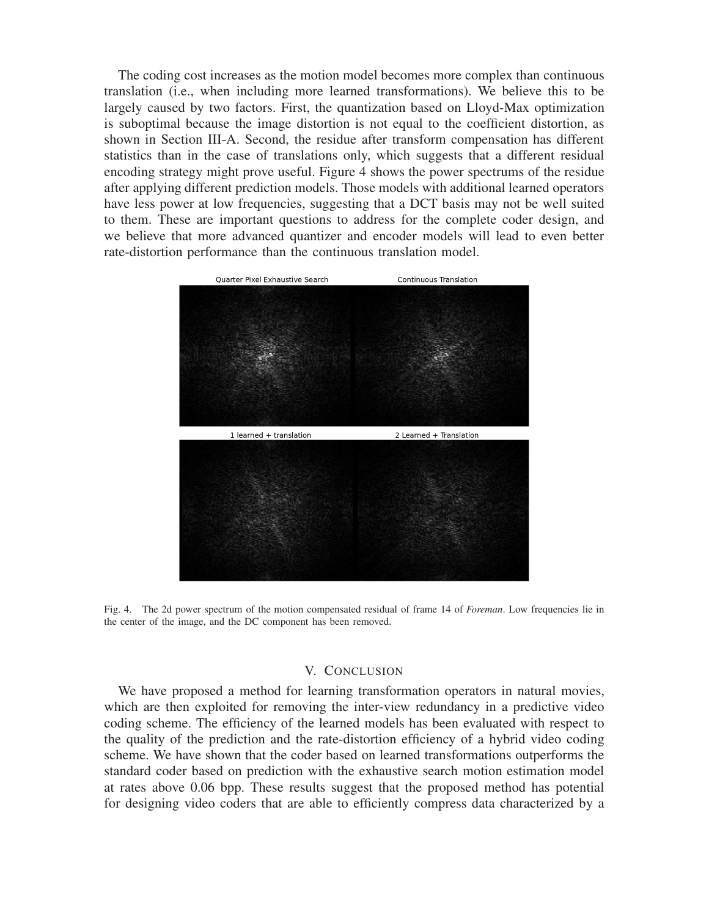The coding cost increases as the motion model becomes more complex than continuous translation (i.e., when including more learned transformations). We believe this to be largely caused by two factors. First, the quantization based on Lloyd-Max optimization is suboptimal because the image distortion is not equal to the coefficient distortion, as shown in Section III-A. Second, the residue after transform compensation has different statistics than in the case of translations only, which suggests that a different residual encoding strategy might prove useful. Figure 4 shows the power spectrums of the residue after applying different prediction models. Those models with additional learned operators have less power at low frequencies, suggesting that a DCT basis may not be well suited to them. These are important questions to address for the complete coder design, and we believe that more advanced quantizer and encoder models will lead to even better rate-distortion performance than the continuous translation model.

Fig. 4. The 2d power spectrum of the motion compensated residual of frame 14 of *Foreman*. Low frequencies lie in the center of the image, and the DC component has been removed.

## V. Conclusion

We have proposed a method for learning transformation operators in natural movies, which are then exploited for removing the inter-view redundancy in a predictive video coding scheme. The efficiency of the learned models has been evaluated with respect to the quality of the prediction and the rate-distortion efficiency of a hybrid video coding scheme. We have shown that the coder based on learned transformations outperforms the standard coder based on prediction with the exhaustive search motion estimation model at rates above 0.06 bpp. These results suggest that the proposed method has potential for designing video coders that are able to efficiently compress data characterized by a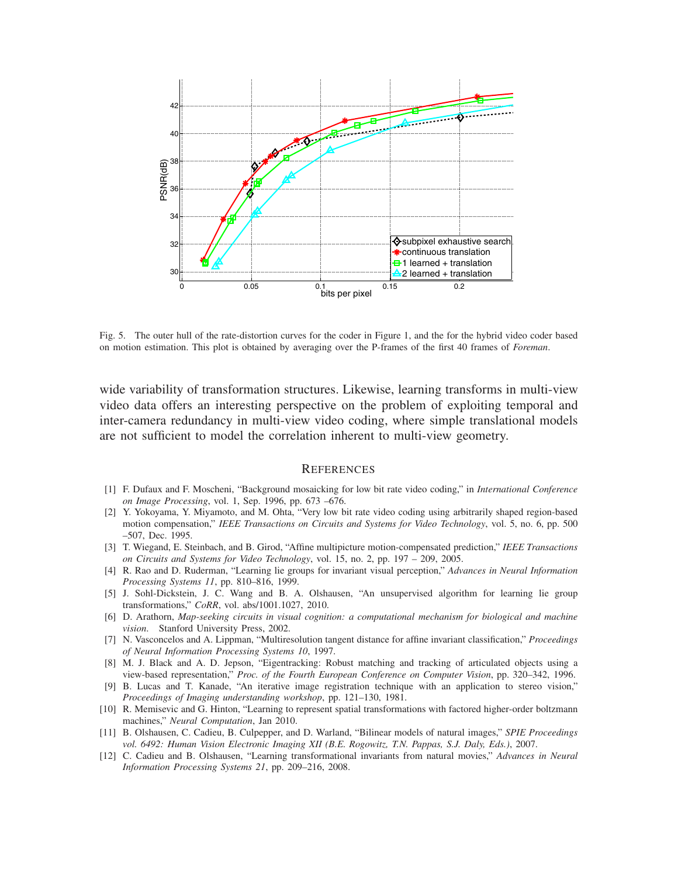42
40
38
36
34
32
30
PSNR(dB)
0
0.05
0.1
0.15
0.2
bits per pixel
subpixel exhaustive search
continuous translation
1 learned + translation
2 learned + translation

Fig. 5. The outer hull of the rate-distortion curves for the coder in Figure 1, and the for the hybrid video coder based on motion estimation. This plot is obtained by averaging over the P-frames of the first 40 frames of *Foreman*.

wide variability of transformation structures. Likewise, learning transforms in multi-view video data offers an interesting perspective on the problem of exploiting temporal and inter-camera redundancy in multi-view video coding, where simple translational models are not sufficient to model the correlation inherent to multi-view geometry.

## REFERENCES

[1] F. Dufaux and F. Moscheni, "Background mosaicking for low bit rate video coding," in *International Conference on Image Processing*, vol. 1, Sep. 1996, pp. 673 –676.

[2] Y. Yokoyama, Y. Miyamoto, and M. Ohta, "Very low bit rate video coding using arbitrarily shaped region-based motion compensation," *IEEE Transactions on Circuits and Systems for Video Technology*, vol. 5, no. 6, pp. 500 –507, Dec. 1995.

[3] T. Wiegand, E. Steinbach, and B. Girod, "Affine multipicture motion-compensated prediction," *IEEE Transactions on Circuits and Systems for Video Technology*, vol. 15, no. 2, pp. 197 – 209, 2005.

[4] R. Rao and D. Ruderman, "Learning lie groups for invariant visual perception," *Advances in Neural Information Processing Systems 11*, pp. 810–816, 1999.

[5] J. Sohl-Dickstein, J. C. Wang and B. A. Olshausen, "An unsupervised algorithm for learning lie group transformations," *CoRR*, vol. abs/1001.1027, 2010.

[6] D. Arathorn, *Map-seeking circuits in visual cognition: a computational mechanism for biological and machine vision*. Stanford University Press, 2002.

[7] N. Vasconcelos and A. Lippman, "Multiresolution tangent distance for affine invariant classification," *Proceedings of Neural Information Processing Systems 10*, 1997.

[8] M. J. Black and A. D. Jepson, "Eigentracking: Robust matching and tracking of articulated objects using a view-based representation," *Proc. of the Fourth European Conference on Computer Vision*, pp. 320–342, 1996.

[9] B. Lucas and T. Kanade, "An iterative image registration technique with an application to stereo vision," *Proceedings of Imaging understanding workshop*, pp. 121–130, 1981.

[10] R. Memisevic and G. Hinton, "Learning to represent spatial transformations with factored higher-order boltzmann machines," *Neural Computation*, Jan 2010.

[11] B. Olshausen, C. Cadieu, B. Culpepper, and D. Warland, "Bilinear models of natural images," *SPIE Proceedings vol. 6492: Human Vision Electronic Imaging XII (B.E. Rogowitz, T.N. Pappas, S.J. Daly, Eds.)*, 2007.

[12] C. Cadieu and B. Olshausen, "Learning transformational invariants from natural movies," *Advances in Neural Information Processing Systems 21*, pp. 209–216, 2008.